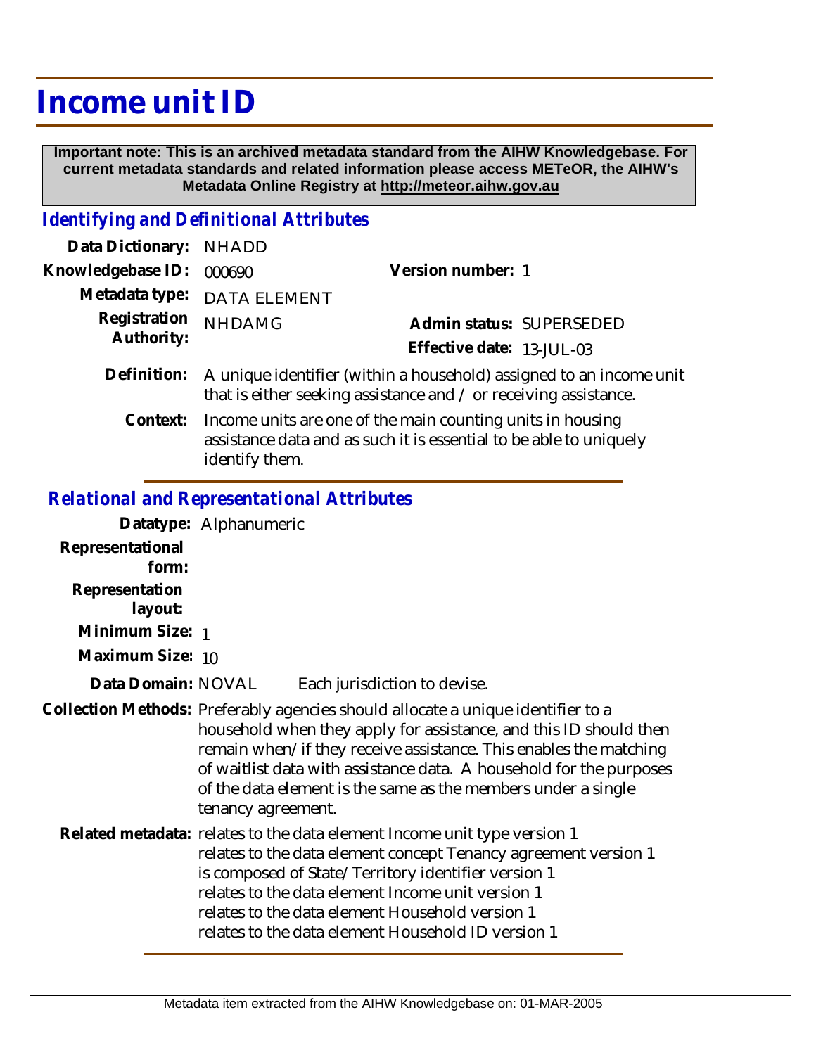# Income unit ID

**Important note: This is an archived metadata standard from the AIHW Knowledgebase. For current metadata standards and related information please access METeOR, the AIHW's Metadata Online Registry at http://meteor.aihw.gov.au**

## *Identifying and Definitional Attributes*

**Data Dictionary:** NHADD

**Knowledgebase ID:** 000690

**Version number:** 1

**Metadata type:** DATA ELEMENT

**Registration Authority:** NHDAMG

**Admin status:** SUPERSEDED

**Effective date:** 13-JUL-03

**Definition:** A unique identifier (within a household) assigned to an income unit that is either seeking assistance and / or receiving assistance.

**Context:** Income units are one of the main counting units in housing assistance data and as such it is essential to be able to uniquely identify them.

## *Relational and Representational Attributes*

**Datatype:** Alphanumeric

**Representational form:**

**Representation layout:**

**Minimum Size:** 1

**Maximum Size:** 10

**Data Domain:** NOVAL Each jurisdiction to devise.

**Collection Methods:** Preferably agencies should allocate a unique identifier to a household when they apply for assistance, and this ID should then remain when/if they receive assistance. This enables the matching of waitlist data with assistance data. A household for the purposes of the data element is the same as the members under a single tenancy agreement.

**Related metadata:** relates to the data element Income unit type version 1
relates to the data element concept Tenancy agreement version 1
is composed of State/Territory identifier version 1
relates to the data element Income unit version 1
relates to the data element Household version 1
relates to the data element Household ID version 1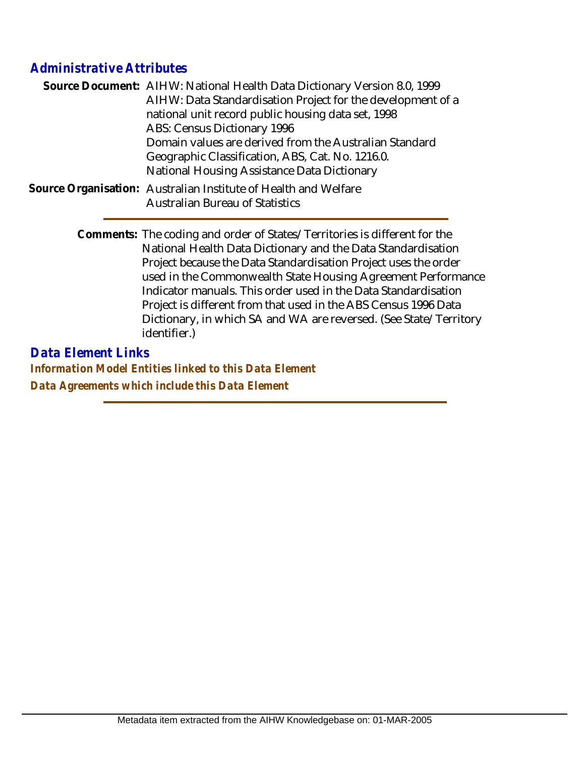## Administrative Attributes

**Source Document:** AIHW: National Health Data Dictionary Version 8.0, 1999
AIHW: Data Standardisation Project for the development of a national unit record public housing data set, 1998
ABS: Census Dictionary 1996
Domain values are derived from the Australian Standard Geographic Classification, ABS, Cat. No. 1216.0.
National Housing Assistance Data Dictionary

**Source Organisation:** Australian Institute of Health and Welfare
Australian Bureau of Statistics

---

**Comments:** The coding and order of States/Territories is different for the National Health Data Dictionary and the Data Standardisation Project because the Data Standardisation Project uses the order used in the Commonwealth State Housing Agreement Performance Indicator manuals. This order used in the Data Standardisation Project is different from that used in the ABS Census 1996 Data Dictionary, in which SA and WA are reversed. (See State/Territory identifier.)

## Data Element Links

### Information Model Entities linked to this Data Element

### Data Agreements which include this Data Element

---